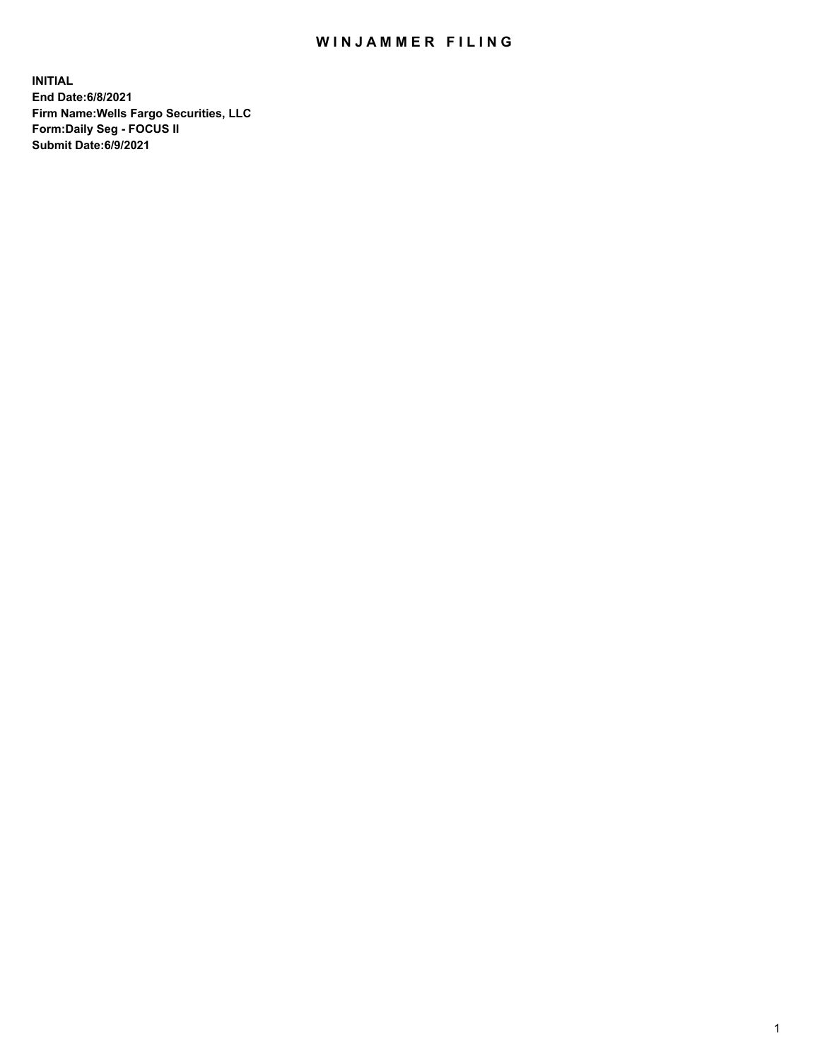# WINJAMMER FILING

**INITIAL**
**End Date:6/8/2021**
**Firm Name:Wells Fargo Securities, LLC**
**Form:Daily Seg - FOCUS II**
**Submit Date:6/9/2021**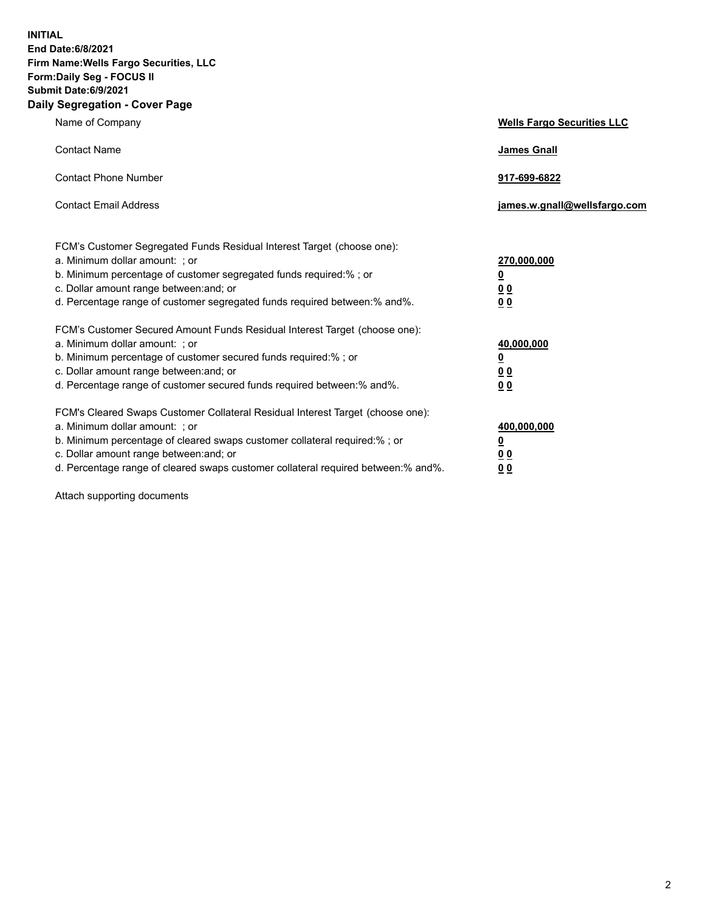**INITIAL**
**End Date:6/8/2021**
**Firm Name:Wells Fargo Securities, LLC**
**Form:Daily Seg - FOCUS II**
**Submit Date:6/9/2021**

## Daily Segregation - Cover Page

| | |
|---|---|
| Name of Company | **Wells Fargo Securities LLC** |
| Contact Name | **James Gnall** |
| Contact Phone Number | **917-699-6822** |
| Contact Email Address | **james.w.gnall@wellsfargo.com** |

| | |
|---|---|
| FCM's Customer Segregated Funds Residual Interest Target (choose one): | |
| a. Minimum dollar amount: ; or | **270,000,000** |
| b. Minimum percentage of customer segregated funds required:% ; or | **0** |
| c. Dollar amount range between:and; or | **0 0** |
| d. Percentage range of customer segregated funds required between:% and%. | **0 0** |
| FCM's Customer Secured Amount Funds Residual Interest Target (choose one): | |
| a. Minimum dollar amount: ; or | **40,000,000** |
| b. Minimum percentage of customer secured funds required:% ; or | **0** |
| c. Dollar amount range between:and; or | **0 0** |
| d. Percentage range of customer secured funds required between:% and%. | **0 0** |
| FCM's Cleared Swaps Customer Collateral Residual Interest Target (choose one): | |
| a. Minimum dollar amount: ; or | **400,000,000** |
| b. Minimum percentage of cleared swaps customer collateral required:% ; or | **0** |
| c. Dollar amount range between:and; or | **0 0** |
| d. Percentage range of cleared swaps customer collateral required between:% and%. | **0 0** |

Attach supporting documents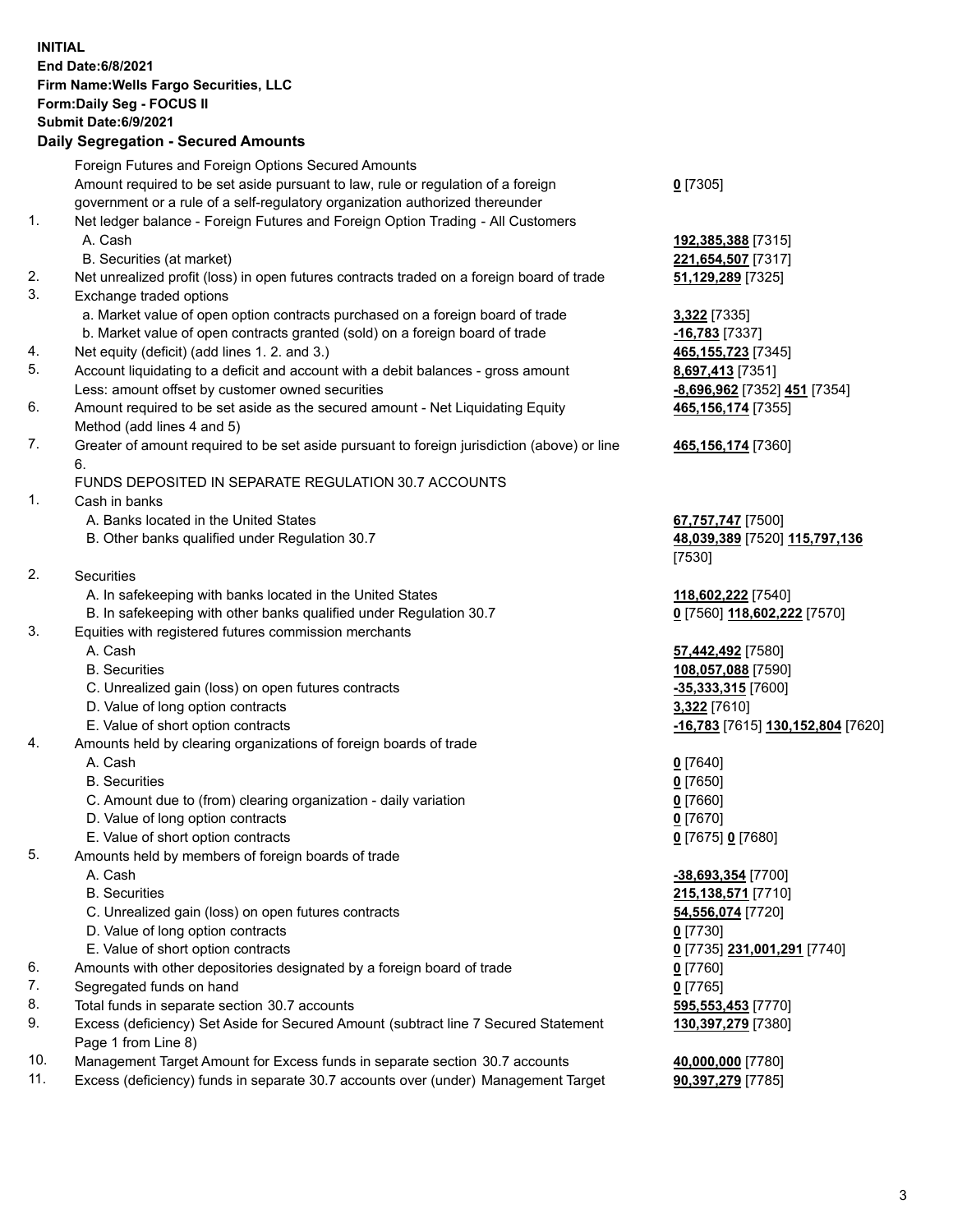**INITIAL**
**End Date:6/8/2021**
**Firm Name:Wells Fargo Securities, LLC**
**Form:Daily Seg - FOCUS II**
**Submit Date:6/9/2021**

## Daily Segregation - Secured Amounts

| | | |
|---|---|---|
| | Foreign Futures and Foreign Options Secured Amounts | |
| | Amount required to be set aside pursuant to law, rule or regulation of a foreign government or a rule of a self-regulatory organization authorized thereunder | **0** [7305] |
| 1. | Net ledger balance - Foreign Futures and Foreign Option Trading - All Customers | |
| | A. Cash | **192,385,388** [7315] |
| | B. Securities (at market) | **221,654,507** [7317] |
| 2. | Net unrealized profit (loss) in open futures contracts traded on a foreign board of trade | **51,129,289** [7325] |
| 3. | Exchange traded options | |
| | a. Market value of open option contracts purchased on a foreign board of trade | **3,322** [7335] |
| | b. Market value of open contracts granted (sold) on a foreign board of trade | **-16,783** [7337] |
| 4. | Net equity (deficit) (add lines 1. 2. and 3.) | **465,155,723** [7345] |
| 5. | Account liquidating to a deficit and account with a debit balances - gross amount | **8,697,413** [7351] |
| | Less: amount offset by customer owned securities | **-8,696,962** [7352] **451** [7354] |
| 6. | Amount required to be set aside as the secured amount - Net Liquidating Equity Method (add lines 4 and 5) | **465,156,174** [7355] |
| 7. | Greater of amount required to be set aside pursuant to foreign jurisdiction (above) or line 6. | **465,156,174** [7360] |
| | FUNDS DEPOSITED IN SEPARATE REGULATION 30.7 ACCOUNTS | |
| 1. | Cash in banks | |
| | A. Banks located in the United States | **67,757,747** [7500] |
| | B. Other banks qualified under Regulation 30.7 | **48,039,389** [7520] **115,797,136** [7530] |
| 2. | Securities | |
| | A. In safekeeping with banks located in the United States | **118,602,222** [7540] |
| | B. In safekeeping with other banks qualified under Regulation 30.7 | **0** [7560] **118,602,222** [7570] |
| 3. | Equities with registered futures commission merchants | |
| | A. Cash | **57,442,492** [7580] |
| | B. Securities | **108,057,088** [7590] |
| | C. Unrealized gain (loss) on open futures contracts | **-35,333,315** [7600] |
| | D. Value of long option contracts | **3,322** [7610] |
| | E. Value of short option contracts | **-16,783** [7615] **130,152,804** [7620] |
| 4. | Amounts held by clearing organizations of foreign boards of trade | |
| | A. Cash | **0** [7640] |
| | B. Securities | **0** [7650] |
| | C. Amount due to (from) clearing organization - daily variation | **0** [7660] |
| | D. Value of long option contracts | **0** [7670] |
| | E. Value of short option contracts | **0** [7675] **0** [7680] |
| 5. | Amounts held by members of foreign boards of trade | |
| | A. Cash | **-38,693,354** [7700] |
| | B. Securities | **215,138,571** [7710] |
| | C. Unrealized gain (loss) on open futures contracts | **54,556,074** [7720] |
| | D. Value of long option contracts | **0** [7730] |
| | E. Value of short option contracts | **0** [7735] **231,001,291** [7740] |
| 6. | Amounts with other depositories designated by a foreign board of trade | **0** [7760] |
| 7. | Segregated funds on hand | **0** [7765] |
| 8. | Total funds in separate section 30.7 accounts | **595,553,453** [7770] |
| 9. | Excess (deficiency) Set Aside for Secured Amount (subtract line 7 Secured Statement Page 1 from Line 8) | **130,397,279** [7380] |
| 10. | Management Target Amount for Excess funds in separate section 30.7 accounts | **40,000,000** [7780] |
| 11. | Excess (deficiency) funds in separate 30.7 accounts over (under) Management Target | **90,397,279** [7785] |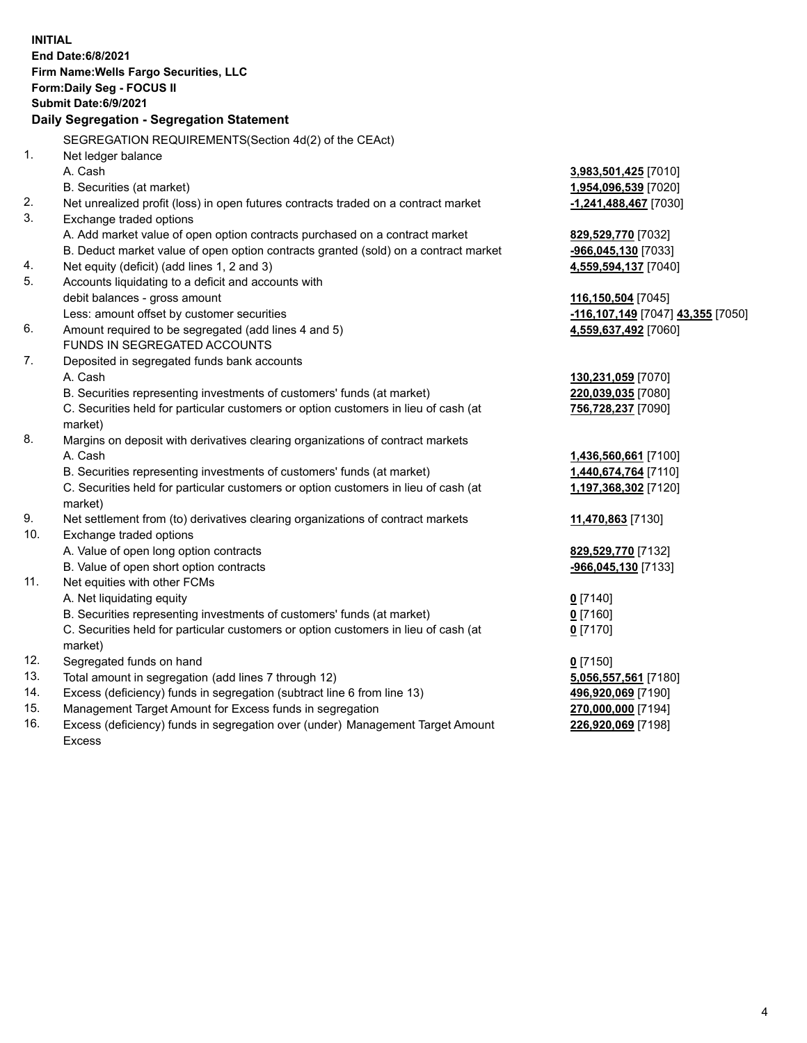**INITIAL**
**End Date:6/8/2021**
**Firm Name:Wells Fargo Securities, LLC**
**Form:Daily Seg - FOCUS II**
**Submit Date:6/9/2021**

**Daily Segregation - Segregation Statement**

SEGREGATION REQUIREMENTS(Section 4d(2) of the CEAct)

| | | |
|---|---|---|
| 1. | Net ledger balance | |
| | A. Cash | **3,983,501,425** [7010] |
| | B. Securities (at market) | **1,954,096,539** [7020] |
| 2. | Net unrealized profit (loss) in open futures contracts traded on a contract market | **-1,241,488,467** [7030] |
| 3. | Exchange traded options | |
| | A. Add market value of open option contracts purchased on a contract market | **829,529,770** [7032] |
| | B. Deduct market value of open option contracts granted (sold) on a contract market | **-966,045,130** [7033] |
| 4. | Net equity (deficit) (add lines 1, 2 and 3) | **4,559,594,137** [7040] |
| 5. | Accounts liquidating to a deficit and accounts with debit balances - gross amount | **116,150,504** [7045] |
| | Less: amount offset by customer securities | **-116,107,149** [7047] **43,355** [7050] |
| 6. | Amount required to be segregated (add lines 4 and 5) | **4,559,637,492** [7060] |
| | FUNDS IN SEGREGATED ACCOUNTS | |
| 7. | Deposited in segregated funds bank accounts | |
| | A. Cash | **130,231,059** [7070] |
| | B. Securities representing investments of customers' funds (at market) | **220,039,035** [7080] |
| | C. Securities held for particular customers or option customers in lieu of cash (at market) | **756,728,237** [7090] |
| 8. | Margins on deposit with derivatives clearing organizations of contract markets | |
| | A. Cash | **1,436,560,661** [7100] |
| | B. Securities representing investments of customers' funds (at market) | **1,440,674,764** [7110] |
| | C. Securities held for particular customers or option customers in lieu of cash (at market) | **1,197,368,302** [7120] |
| 9. | Net settlement from (to) derivatives clearing organizations of contract markets | **11,470,863** [7130] |
| 10. | Exchange traded options | |
| | A. Value of open long option contracts | **829,529,770** [7132] |
| | B. Value of open short option contracts | **-966,045,130** [7133] |
| 11. | Net equities with other FCMs | |
| | A. Net liquidating equity | **0** [7140] |
| | B. Securities representing investments of customers' funds (at market) | **0** [7160] |
| | C. Securities held for particular customers or option customers in lieu of cash (at market) | **0** [7170] |
| 12. | Segregated funds on hand | **0** [7150] |
| 13. | Total amount in segregation (add lines 7 through 12) | **5,056,557,561** [7180] |
| 14. | Excess (deficiency) funds in segregation (subtract line 6 from line 13) | **496,920,069** [7190] |
| 15. | Management Target Amount for Excess funds in segregation | **270,000,000** [7194] |
| 16. | Excess (deficiency) funds in segregation over (under) Management Target Amount Excess | **226,920,069** [7198] |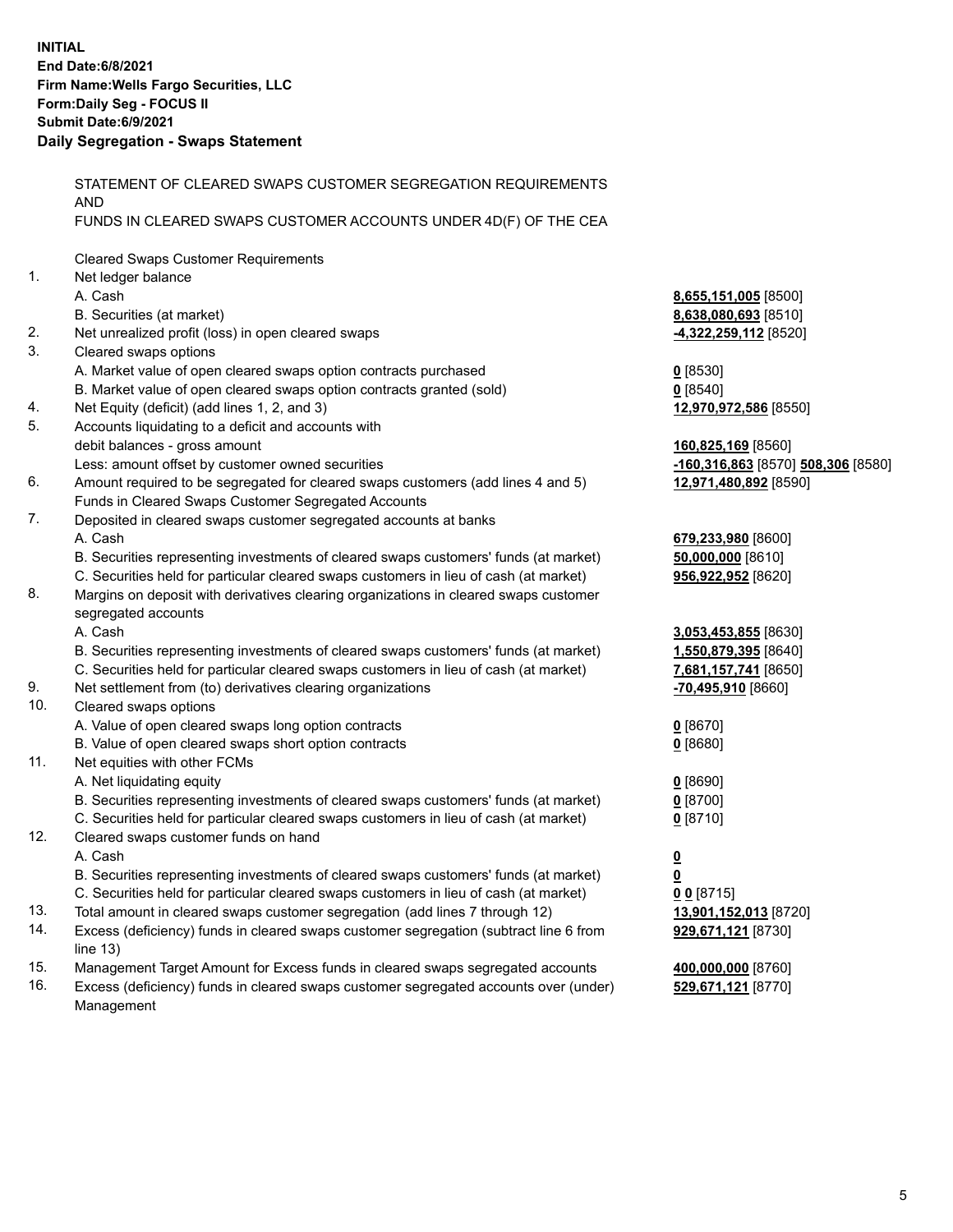**INITIAL**
**End Date:6/8/2021**
**Firm Name:Wells Fargo Securities, LLC**
**Form:Daily Seg - FOCUS II**
**Submit Date:6/9/2021**
**Daily Segregation - Swaps Statement**

STATEMENT OF CLEARED SWAPS CUSTOMER SEGREGATION REQUIREMENTS AND FUNDS IN CLEARED SWAPS CUSTOMER ACCOUNTS UNDER 4D(F) OF THE CEA

| | | |
|---|---|---|
| | Cleared Swaps Customer Requirements | |
| 1. | Net ledger balance | |
| | A. Cash | **8,655,151,005** [8500] |
| | B. Securities (at market) | **8,638,080,693** [8510] |
| 2. | Net unrealized profit (loss) in open cleared swaps | **-4,322,259,112** [8520] |
| 3. | Cleared swaps options | |
| | A. Market value of open cleared swaps option contracts purchased | **0** [8530] |
| | B. Market value of open cleared swaps option contracts granted (sold) | **0** [8540] |
| 4. | Net Equity (deficit) (add lines 1, 2, and 3) | **12,970,972,586** [8550] |
| 5. | Accounts liquidating to a deficit and accounts with debit balances - gross amount | **160,825,169** [8560] |
| | Less: amount offset by customer owned securities | **-160,316,863** [8570] **508,306** [8580] |
| 6. | Amount required to be segregated for cleared swaps customers (add lines 4 and 5) | **12,971,480,892** [8590] |
| | Funds in Cleared Swaps Customer Segregated Accounts | |
| 7. | Deposited in cleared swaps customer segregated accounts at banks | |
| | A. Cash | **679,233,980** [8600] |
| | B. Securities representing investments of cleared swaps customers' funds (at market) | **50,000,000** [8610] |
| | C. Securities held for particular cleared swaps customers in lieu of cash (at market) | **956,922,952** [8620] |
| 8. | Margins on deposit with derivatives clearing organizations in cleared swaps customer segregated accounts | |
| | A. Cash | **3,053,453,855** [8630] |
| | B. Securities representing investments of cleared swaps customers' funds (at market) | **1,550,879,395** [8640] |
| | C. Securities held for particular cleared swaps customers in lieu of cash (at market) | **7,681,157,741** [8650] |
| 9. | Net settlement from (to) derivatives clearing organizations | **-70,495,910** [8660] |
| 10. | Cleared swaps options | |
| | A. Value of open cleared swaps long option contracts | **0** [8670] |
| | B. Value of open cleared swaps short option contracts | **0** [8680] |
| 11. | Net equities with other FCMs | |
| | A. Net liquidating equity | **0** [8690] |
| | B. Securities representing investments of cleared swaps customers' funds (at market) | **0** [8700] |
| | C. Securities held for particular cleared swaps customers in lieu of cash (at market) | **0** [8710] |
| 12. | Cleared swaps customer funds on hand | |
| | A. Cash | **0** |
| | B. Securities representing investments of cleared swaps customers' funds (at market) | **0** |
| | C. Securities held for particular cleared swaps customers in lieu of cash (at market) | **0** **0** [8715] |
| 13. | Total amount in cleared swaps customer segregation (add lines 7 through 12) | **13,901,152,013** [8720] |
| 14. | Excess (deficiency) funds in cleared swaps customer segregation (subtract line 6 from line 13) | **929,671,121** [8730] |
| 15. | Management Target Amount for Excess funds in cleared swaps segregated accounts | **400,000,000** [8760] |
| 16. | Excess (deficiency) funds in cleared swaps customer segregated accounts over (under) Management | **529,671,121** [8770] |